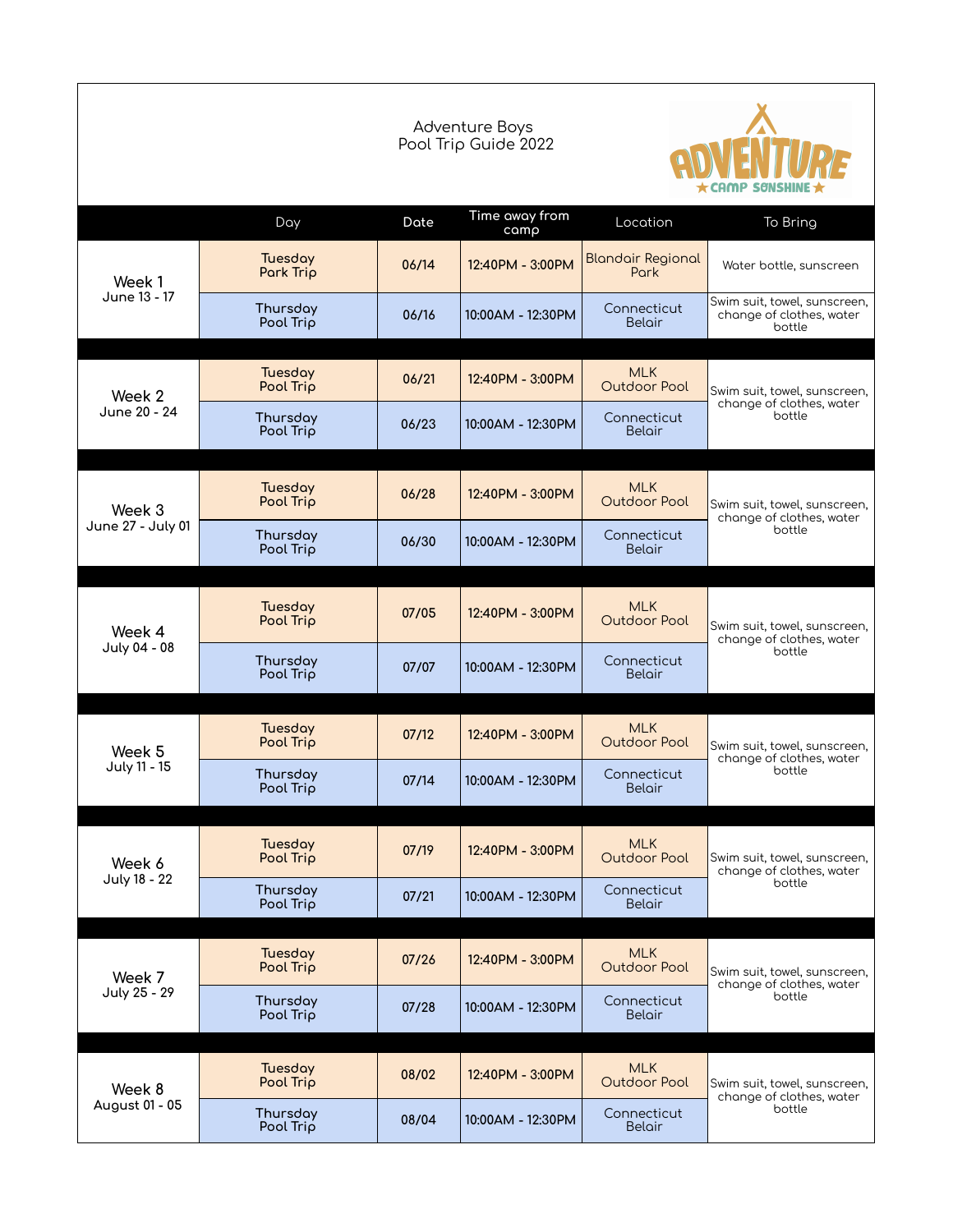# Adventure Boys
## Pool Trip Guide 2022

ADVENTURE
CAMP SONSHINE

| | Day | Date | Time away from camp | Location | To Bring |
|---|---|---|---|---|---|
| Week 1 June 13 - 17 | Tuesday Park Trip | 06/14 | 12:40PM - 3:00PM | Blandair Regional Park | Water bottle, sunscreen |
| | Thursday Pool Trip | 06/16 | 10:00AM - 12:30PM | Connecticut Belair | Swim suit, towel, sunscreen, change of clothes, water bottle |
| Week 2 June 20 - 24 | Tuesday Pool Trip | 06/21 | 12:40PM - 3:00PM | MLK Outdoor Pool | Swim suit, towel, sunscreen, change of clothes, water bottle |
| | Thursday Pool Trip | 06/23 | 10:00AM - 12:30PM | Connecticut Belair | |
| Week 3 June 27 - July 01 | Tuesday Pool Trip | 06/28 | 12:40PM - 3:00PM | MLK Outdoor Pool | Swim suit, towel, sunscreen, change of clothes, water bottle |
| | Thursday Pool Trip | 06/30 | 10:00AM - 12:30PM | Connecticut Belair | |
| Week 4 July 04 - 08 | Tuesday Pool Trip | 07/05 | 12:40PM - 3:00PM | MLK Outdoor Pool | Swim suit, towel, sunscreen, change of clothes, water bottle |
| | Thursday Pool Trip | 07/07 | 10:00AM - 12:30PM | Connecticut Belair | |
| Week 5 July 11 - 15 | Tuesday Pool Trip | 07/12 | 12:40PM - 3:00PM | MLK Outdoor Pool | Swim suit, towel, sunscreen, change of clothes, water bottle |
| | Thursday Pool Trip | 07/14 | 10:00AM - 12:30PM | Connecticut Belair | |
| Week 6 July 18 - 22 | Tuesday Pool Trip | 07/19 | 12:40PM - 3:00PM | MLK Outdoor Pool | Swim suit, towel, sunscreen, change of clothes, water bottle |
| | Thursday Pool Trip | 07/21 | 10:00AM - 12:30PM | Connecticut Belair | |
| Week 7 July 25 - 29 | Tuesday Pool Trip | 07/26 | 12:40PM - 3:00PM | MLK Outdoor Pool | Swim suit, towel, sunscreen, change of clothes, water bottle |
| | Thursday Pool Trip | 07/28 | 10:00AM - 12:30PM | Connecticut Belair | |
| Week 8 August 01 - 05 | Tuesday Pool Trip | 08/02 | 12:40PM - 3:00PM | MLK Outdoor Pool | Swim suit, towel, sunscreen, change of clothes, water bottle |
| | Thursday Pool Trip | 08/04 | 10:00AM - 12:30PM | Connecticut Belair | |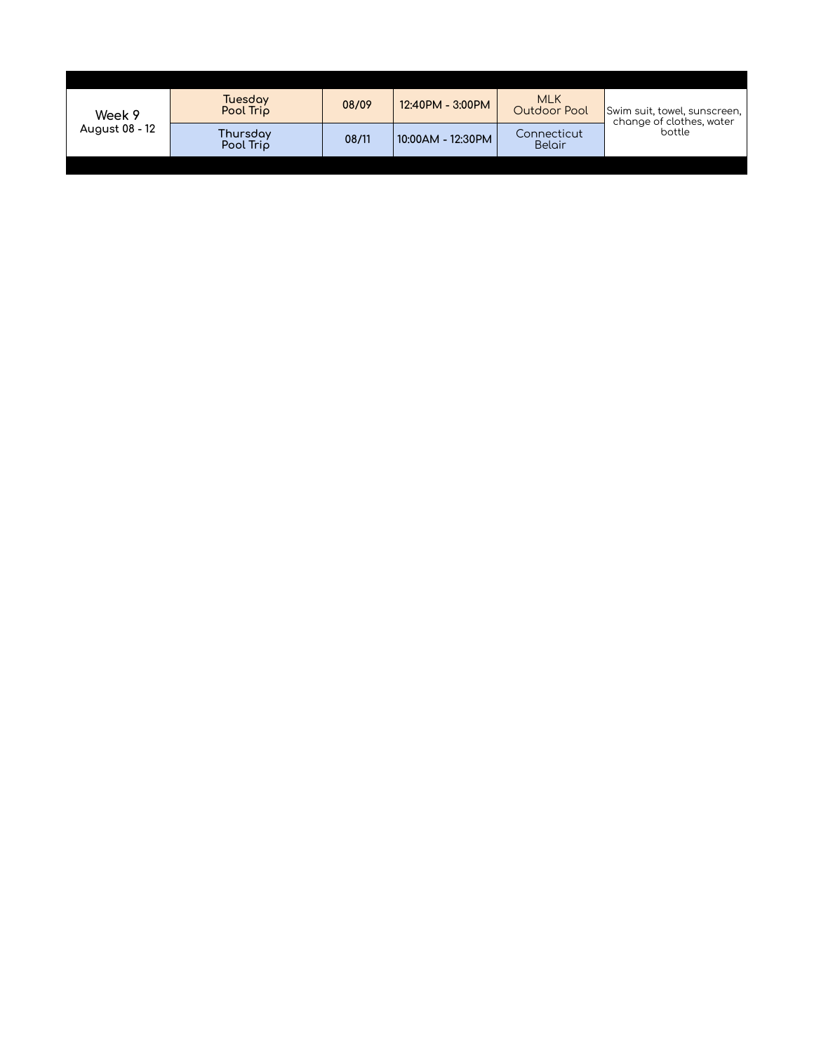| | | | | | |
|---|---|---|---|---|---|
| **Week 9** **August 08 - 12** | **Tuesday Pool Trip** | **08/09** | 12:40PM - 3:00PM | MLK Outdoor Pool | Swim suit, towel, sunscreen, change of clothes, water bottle |
| | **Thursday Pool Trip** | **08/11** | 10:00AM - 12:30PM | Connecticut Belair | |